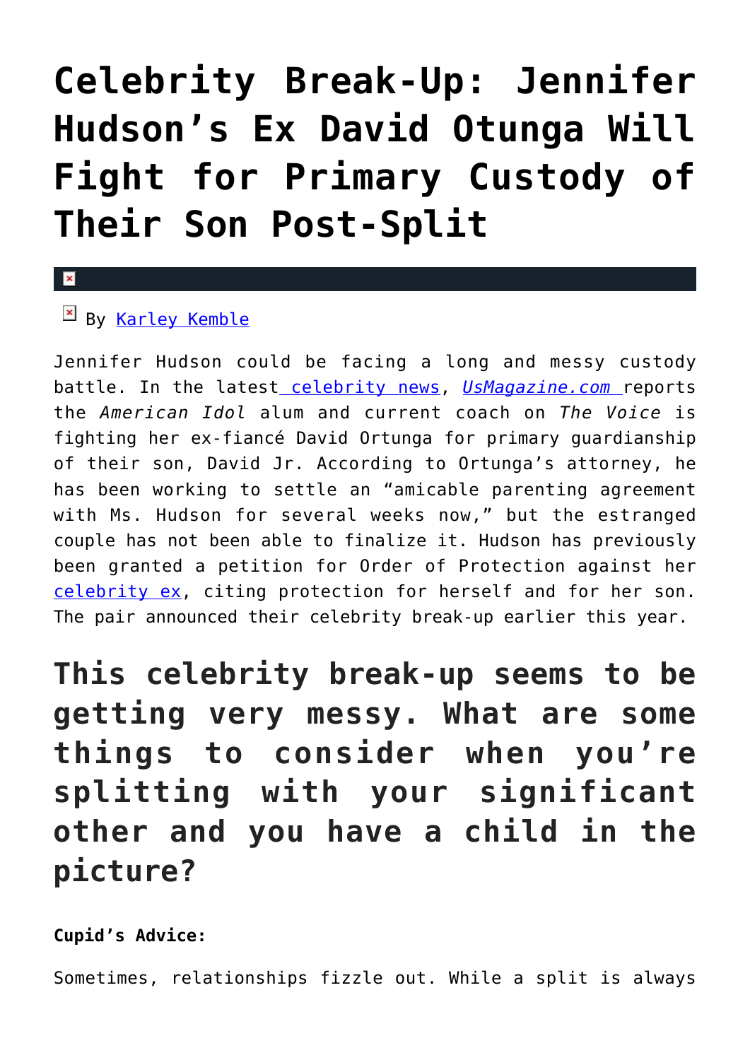# Celebrity Break-Up: Jennifer Hudson's Ex David Otunga Will Fight for Primary Custody of Their Son Post-Split

By Karley Kemble

Jennifer Hudson could be facing a long and messy custody battle. In the latest celebrity news, *UsMagazine.com* reports the *American Idol* alum and current coach on *The Voice* is fighting her ex-fiancé David Ortunga for primary guardianship of their son, David Jr. According to Ortunga's attorney, he has been working to settle an "amicable parenting agreement with Ms. Hudson for several weeks now," but the estranged couple has not been able to finalize it. Hudson has previously been granted a petition for Order of Protection against her celebrity ex, citing protection for herself and for her son. The pair announced their celebrity break-up earlier this year.

## This celebrity break-up seems to be getting very messy. What are some things to consider when you're splitting with your significant other and you have a child in the picture?

**Cupid's Advice:**

Sometimes, relationships fizzle out. While a split is always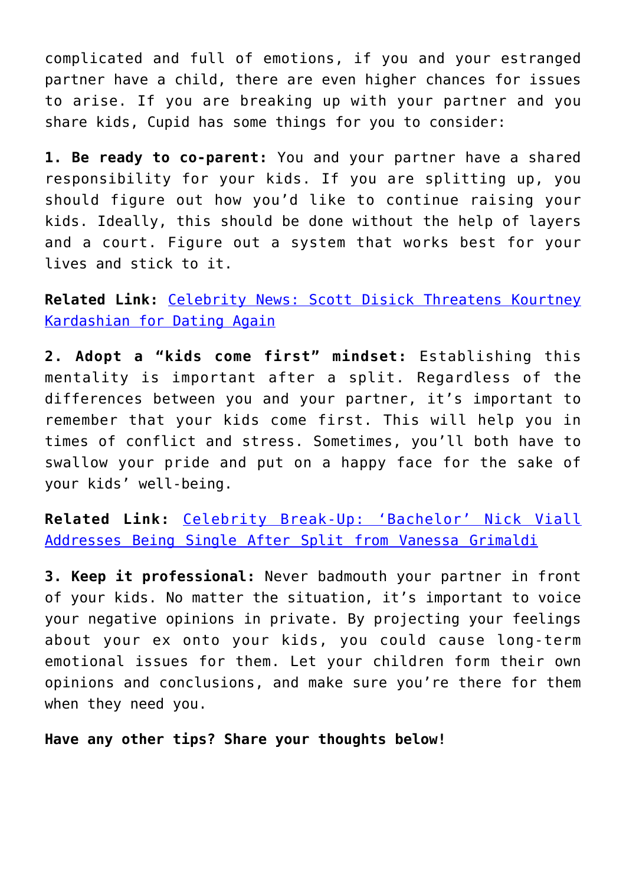complicated and full of emotions, if you and your estranged partner have a child, there are even higher chances for issues to arise. If you are breaking up with your partner and you share kids, Cupid has some things for you to consider:

**1. Be ready to co-parent:** You and your partner have a shared responsibility for your kids. If you are splitting up, you should figure out how you'd like to continue raising your kids. Ideally, this should be done without the help of layers and a court. Figure out a system that works best for your lives and stick to it.

**Related Link:** [Celebrity News: Scott Disick Threatens Kourtney Kardashian for Dating Again]()

**2. Adopt a "kids come first" mindset:** Establishing this mentality is important after a split. Regardless of the differences between you and your partner, it's important to remember that your kids come first. This will help you in times of conflict and stress. Sometimes, you'll both have to swallow your pride and put on a happy face for the sake of your kids' well-being.

**Related Link:** [Celebrity Break-Up: 'Bachelor' Nick Viall Addresses Being Single After Split from Vanessa Grimaldi]()

**3. Keep it professional:** Never badmouth your partner in front of your kids. No matter the situation, it's important to voice your negative opinions in private. By projecting your feelings about your ex onto your kids, you could cause long-term emotional issues for them. Let your children form their own opinions and conclusions, and make sure you're there for them when they need you.

**Have any other tips? Share your thoughts below!**